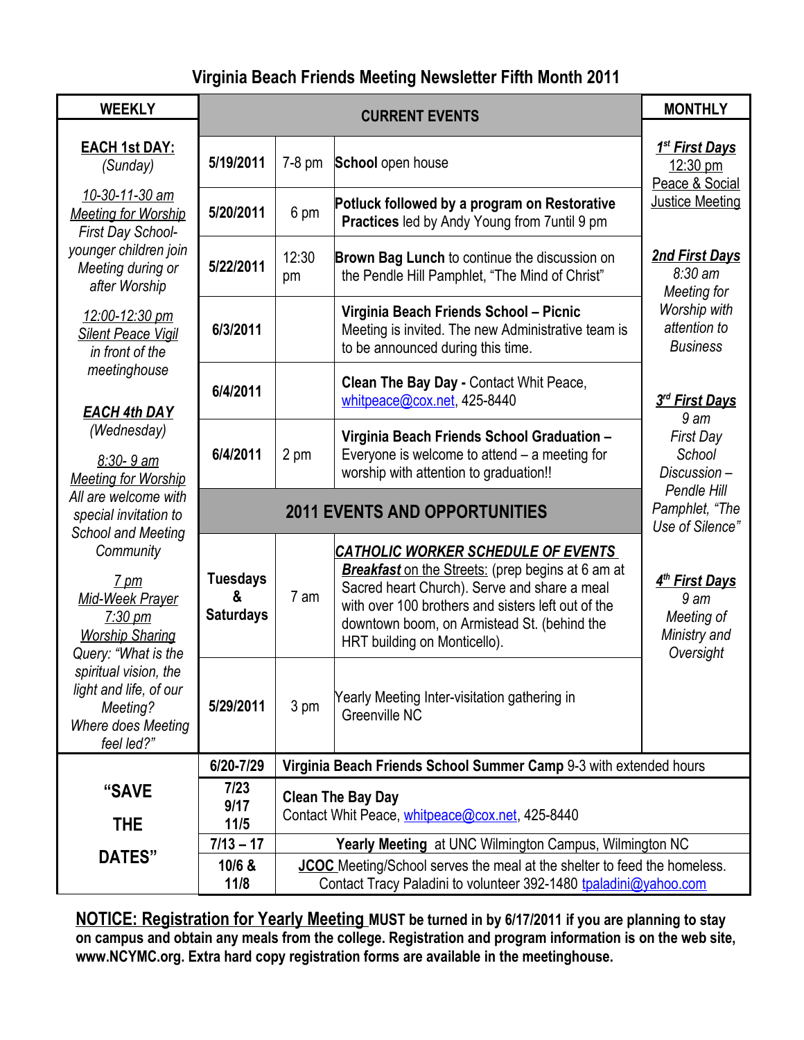# Virginia Beach Friends Meeting Newsletter Fifth Month 2011

## WEEKLY

**EACH 1st DAY:**
*(Sunday)*

*10-30-11-30 am*
*Meeting for Worship*
*First Day School- younger children join Meeting during or after Worship*

*12:00-12:30 pm*
*Silent Peace Vigil in front of the meetinghouse*

***EACH 4th DAY***
*(Wednesday)*

*8:30- 9 am*
*Meeting for Worship*
*All are welcome with special invitation to School and Meeting Community*

*7 pm*
*Mid-Week Prayer*
*7:30 pm*
*Worship Sharing*
*Query: "What is the spiritual vision, the light and life, of our Meeting? Where does Meeting feel led?"*

## CURRENT EVENTS

| Date | Time | Event |
|---|---|---|
| 5/19/2011 | 7-8 pm | **School** open house |
| 5/20/2011 | 6 pm | **Potluck followed by a program on Restorative Practices** led by Andy Young from 7until 9 pm |
| 5/22/2011 | 12:30 pm | **Brown Bag Lunch** to continue the discussion on the Pendle Hill Pamphlet, "The Mind of Christ" |
| 6/3/2011 | | **Virginia Beach Friends School – Picnic** Meeting is invited. The new Administrative team is to be announced during this time. |
| 6/4/2011 | | **Clean The Bay Day -** Contact Whit Peace, whitpeace@cox.net, 425-8440 |
| 6/4/2011 | 2 pm | **Virginia Beach Friends School Graduation –** Everyone is welcome to attend – a meeting for worship with attention to graduation!! |

## 2011 EVENTS AND OPPORTUNITIES

| Date | Time | Event |
|---|---|---|
| **Tuesdays & Saturdays** | 7 am | ***CATHOLIC WORKER SCHEDULE OF EVENTS*** ***Breakfast** on the Streets:* (prep begins at 6 am at Sacred heart Church). Serve and share a meal with over 100 brothers and sisters left out of the downtown boom, on Armistead St. (behind the HRT building on Monticello). |
| 5/29/2011 | 3 pm | Yearly Meeting Inter-visitation gathering in Greenville NC |

## MONTHLY

***1st First Days***
12:30 pm
Peace & Social Justice Meeting

***2nd First Days***
*8:30 am*
*Meeting for Worship with attention to Business*

***3rd First Days***
*9 am*
*First Day School Discussion – Pendle Hill Pamphlet, "The Use of Silence"*

***4th First Days***
*9 am*
*Meeting of Ministry and Oversight*

## "SAVE THE DATES"

| Date | Event |
|---|---|
| 6/20-7/29 | **Virginia Beach Friends School Summer Camp** 9-3 with extended hours |
| 7/23 9/17 11/5 | **Clean The Bay Day** Contact Whit Peace, whitpeace@cox.net, 425-8440 |
| 7/13 – 17 | **Yearly Meeting** at UNC Wilmington Campus, Wilmington NC |
| 10/6 & 11/8 | **JCOC** Meeting/School serves the meal at the shelter to feed the homeless. Contact Tracy Paladini to volunteer 392-1480 tpaladini@yahoo.com |

**NOTICE: Registration for Yearly Meeting MUST be turned in by 6/17/2011 if you are planning to stay on campus and obtain any meals from the college. Registration and program information is on the web site, www.NCYMC.org. Extra hard copy registration forms are available in the meetinghouse.**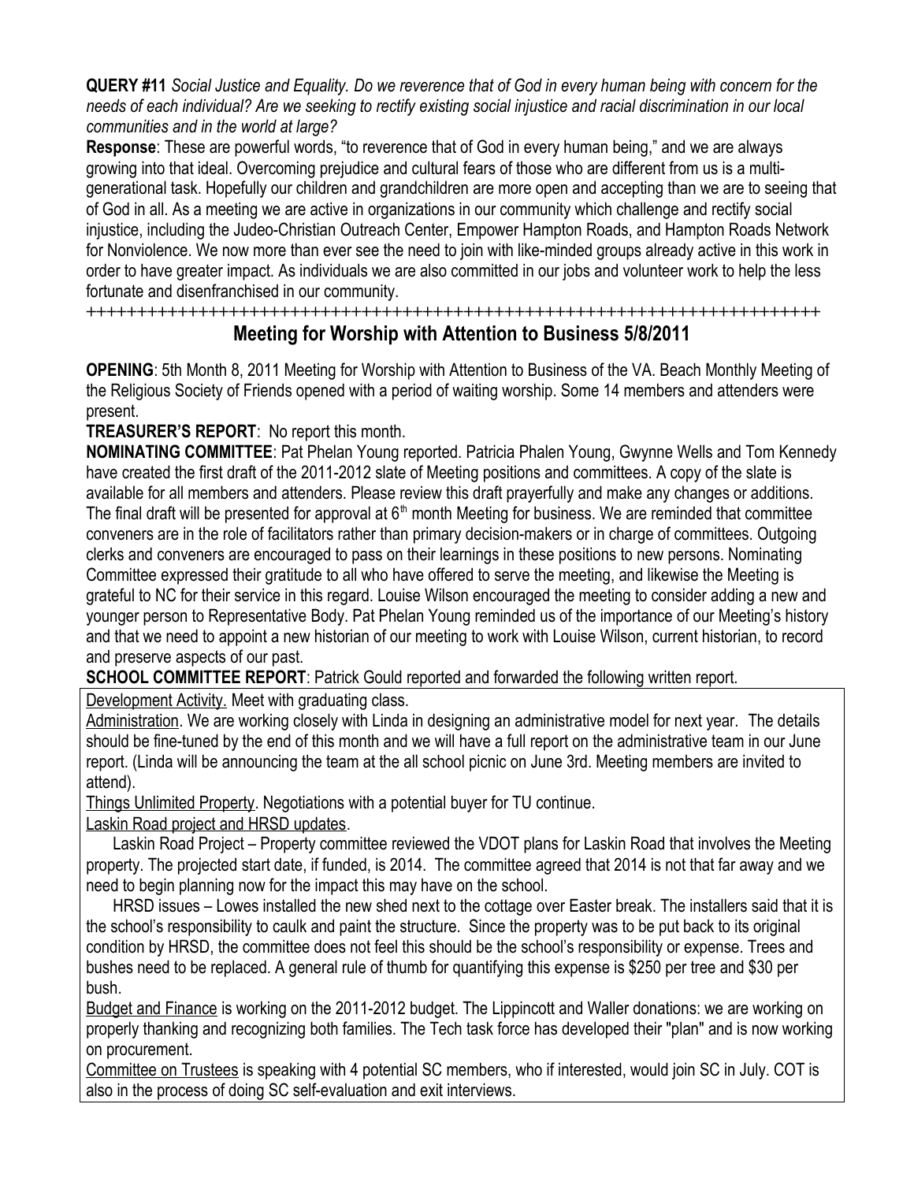**QUERY #11** *Social Justice and Equality. Do we reverence that of God in every human being with concern for the needs of each individual? Are we seeking to rectify existing social injustice and racial discrimination in our local communities and in the world at large?*

**Response**: These are powerful words, "to reverence that of God in every human being," and we are always growing into that ideal. Overcoming prejudice and cultural fears of those who are different from us is a multi-generational task. Hopefully our children and grandchildren are more open and accepting than we are to seeing that of God in all. As a meeting we are active in organizations in our community which challenge and rectify social injustice, including the Judeo-Christian Outreach Center, Empower Hampton Roads, and Hampton Roads Network for Nonviolence. We now more than ever see the need to join with like-minded groups already active in this work in order to have greater impact. As individuals we are also committed in our jobs and volunteer work to help the less fortunate and disenfranchised in our community.

++++++++++++++++++++++++++++++++++++++++++++++++++++++++++++++++++++++++++++

## Meeting for Worship with Attention to Business 5/8/2011

**OPENING**: 5th Month 8, 2011 Meeting for Worship with Attention to Business of the VA. Beach Monthly Meeting of the Religious Society of Friends opened with a period of waiting worship. Some 14 members and attenders were present.

**TREASURER'S REPORT**: No report this month.

**NOMINATING COMMITTEE**: Pat Phelan Young reported. Patricia Phalen Young, Gwynne Wells and Tom Kennedy have created the first draft of the 2011-2012 slate of Meeting positions and committees. A copy of the slate is available for all members and attenders. Please review this draft prayerfully and make any changes or additions. The final draft will be presented for approval at 6th month Meeting for business. We are reminded that committee conveners are in the role of facilitators rather than primary decision-makers or in charge of committees. Outgoing clerks and conveners are encouraged to pass on their learnings in these positions to new persons. Nominating Committee expressed their gratitude to all who have offered to serve the meeting, and likewise the Meeting is grateful to NC for their service in this regard. Louise Wilson encouraged the meeting to consider adding a new and younger person to Representative Body. Pat Phelan Young reminded us of the importance of our Meeting's history and that we need to appoint a new historian of our meeting to work with Louise Wilson, current historian, to record and preserve aspects of our past.

**SCHOOL COMMITTEE REPORT**: Patrick Gould reported and forwarded the following written report.

Development Activity. Meet with graduating class.

Administration. We are working closely with Linda in designing an administrative model for next year. The details should be fine-tuned by the end of this month and we will have a full report on the administrative team in our June report. (Linda will be announcing the team at the all school picnic on June 3rd. Meeting members are invited to attend).

Things Unlimited Property. Negotiations with a potential buyer for TU continue.

Laskin Road project and HRSD updates.

Laskin Road Project – Property committee reviewed the VDOT plans for Laskin Road that involves the Meeting property. The projected start date, if funded, is 2014. The committee agreed that 2014 is not that far away and we need to begin planning now for the impact this may have on the school.

HRSD issues – Lowes installed the new shed next to the cottage over Easter break. The installers said that it is the school's responsibility to caulk and paint the structure. Since the property was to be put back to its original condition by HRSD, the committee does not feel this should be the school's responsibility or expense. Trees and bushes need to be replaced. A general rule of thumb for quantifying this expense is $250 per tree and $30 per bush.

Budget and Finance is working on the 2011-2012 budget. The Lippincott and Waller donations: we are working on properly thanking and recognizing both families. The Tech task force has developed their "plan" and is now working on procurement.

Committee on Trustees is speaking with 4 potential SC members, who if interested, would join SC in July. COT is also in the process of doing SC self-evaluation and exit interviews.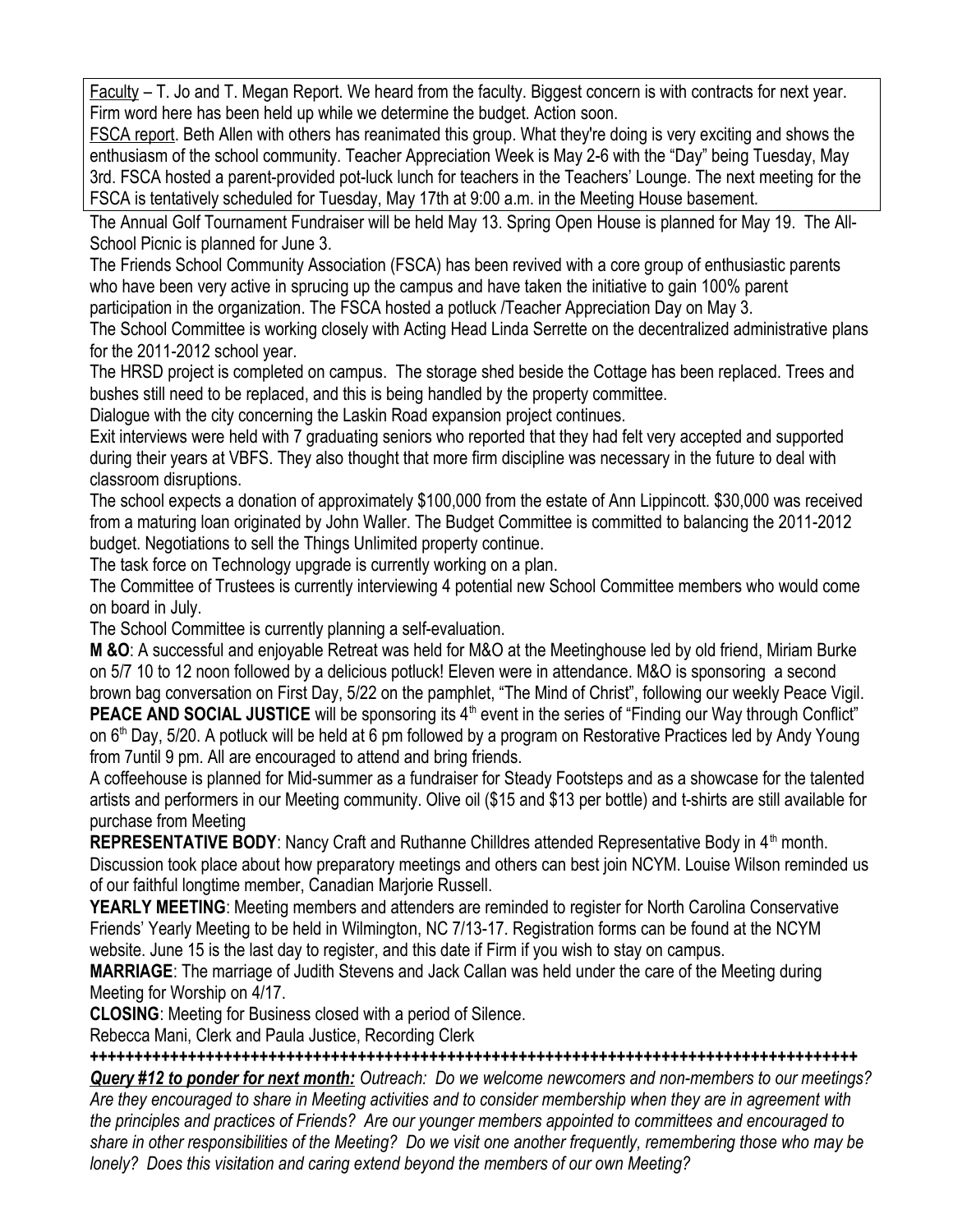Faculty – T. Jo and T. Megan Report. We heard from the faculty. Biggest concern is with contracts for next year. Firm word here has been held up while we determine the budget. Action soon.

FSCA report. Beth Allen with others has reanimated this group. What they're doing is very exciting and shows the enthusiasm of the school community. Teacher Appreciation Week is May 2-6 with the "Day" being Tuesday, May 3rd. FSCA hosted a parent-provided pot-luck lunch for teachers in the Teachers' Lounge. The next meeting for the FSCA is tentatively scheduled for Tuesday, May 17th at 9:00 a.m. in the Meeting House basement.

The Annual Golf Tournament Fundraiser will be held May 13. Spring Open House is planned for May 19. The All-School Picnic is planned for June 3.

The Friends School Community Association (FSCA) has been revived with a core group of enthusiastic parents who have been very active in sprucing up the campus and have taken the initiative to gain 100% parent participation in the organization. The FSCA hosted a potluck /Teacher Appreciation Day on May 3.

The School Committee is working closely with Acting Head Linda Serrette on the decentralized administrative plans for the 2011-2012 school year.

The HRSD project is completed on campus. The storage shed beside the Cottage has been replaced. Trees and bushes still need to be replaced, and this is being handled by the property committee.

Dialogue with the city concerning the Laskin Road expansion project continues.

Exit interviews were held with 7 graduating seniors who reported that they had felt very accepted and supported during their years at VBFS. They also thought that more firm discipline was necessary in the future to deal with classroom disruptions.

The school expects a donation of approximately $100,000 from the estate of Ann Lippincott. $30,000 was received from a maturing loan originated by John Waller. The Budget Committee is committed to balancing the 2011-2012 budget. Negotiations to sell the Things Unlimited property continue.

The task force on Technology upgrade is currently working on a plan.

The Committee of Trustees is currently interviewing 4 potential new School Committee members who would come on board in July.

The School Committee is currently planning a self-evaluation.

**M &O**: A successful and enjoyable Retreat was held for M&O at the Meetinghouse led by old friend, Miriam Burke on 5/7 10 to 12 noon followed by a delicious potluck! Eleven were in attendance. M&O is sponsoring a second brown bag conversation on First Day, 5/22 on the pamphlet, "The Mind of Christ", following our weekly Peace Vigil.

**PEACE AND SOCIAL JUSTICE** will be sponsoring its 4th event in the series of "Finding our Way through Conflict" on 6th Day, 5/20. A potluck will be held at 6 pm followed by a program on Restorative Practices led by Andy Young from 7until 9 pm. All are encouraged to attend and bring friends.

A coffeehouse is planned for Mid-summer as a fundraiser for Steady Footsteps and as a showcase for the talented artists and performers in our Meeting community. Olive oil ($15 and $13 per bottle) and t-shirts are still available for purchase from Meeting

**REPRESENTATIVE BODY**: Nancy Craft and Ruthanne Chilldres attended Representative Body in 4th month. Discussion took place about how preparatory meetings and others can best join NCYM. Louise Wilson reminded us of our faithful longtime member, Canadian Marjorie Russell.

**YEARLY MEETING**: Meeting members and attenders are reminded to register for North Carolina Conservative Friends' Yearly Meeting to be held in Wilmington, NC 7/13-17. Registration forms can be found at the NCYM website. June 15 is the last day to register, and this date if Firm if you wish to stay on campus.

**MARRIAGE**: The marriage of Judith Stevens and Jack Callan was held under the care of the Meeting during Meeting for Worship on 4/17.

**CLOSING**: Meeting for Business closed with a period of Silence.

Rebecca Mani, Clerk and Paula Justice, Recording Clerk

**++++++++++++++++++++++++++++++++++++++++++++++++++++++++++++++++++++++++++++++++++++++++++**

***Query #12 to ponder for next month:*** *Outreach: Do we welcome newcomers and non-members to our meetings? Are they encouraged to share in Meeting activities and to consider membership when they are in agreement with the principles and practices of Friends? Are our younger members appointed to committees and encouraged to share in other responsibilities of the Meeting? Do we visit one another frequently, remembering those who may be lonely? Does this visitation and caring extend beyond the members of our own Meeting?*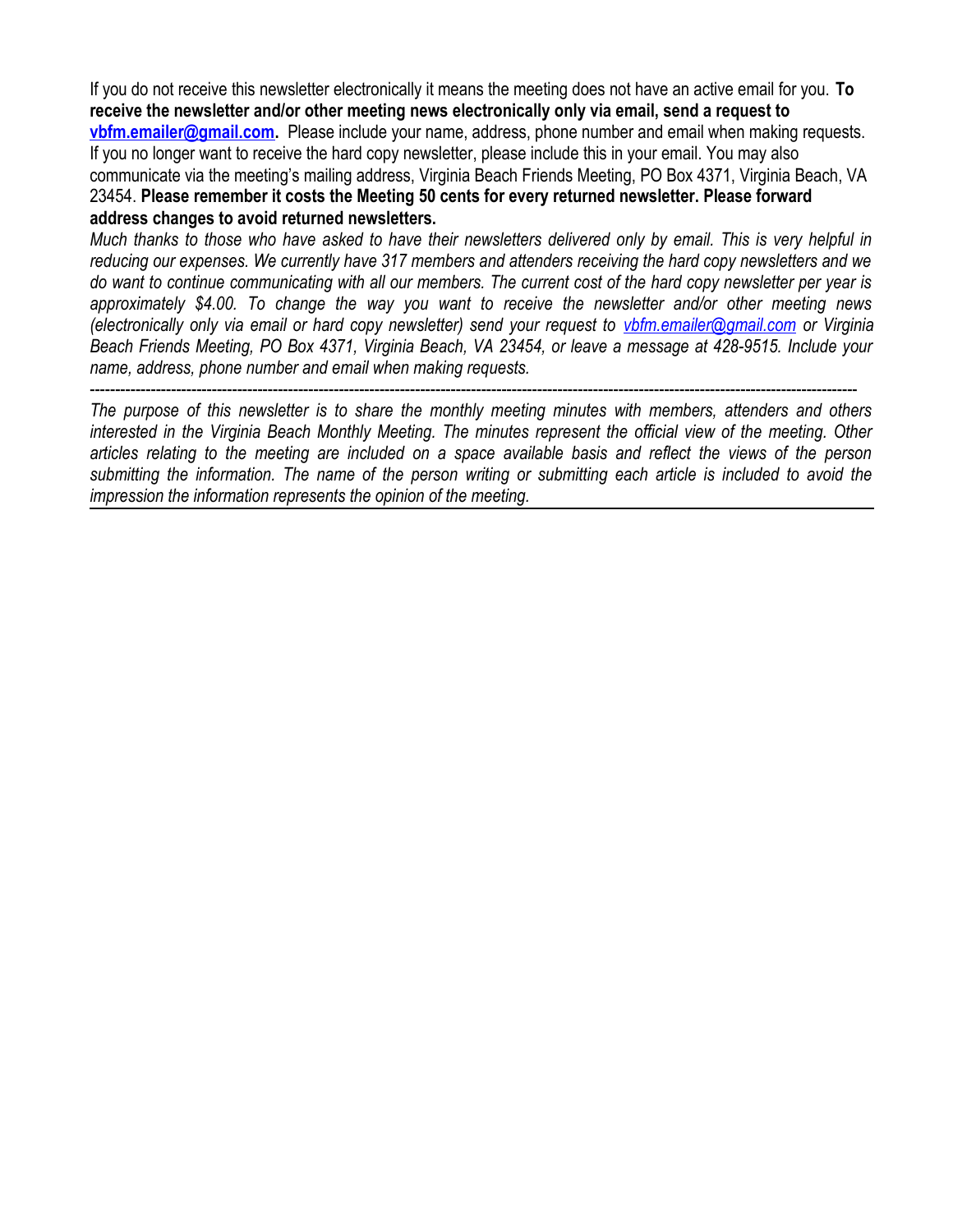If you do not receive this newsletter electronically it means the meeting does not have an active email for you. **To receive the newsletter and/or other meeting news electronically only via email, send a request to vbfm.emailer@gmail.com.** Please include your name, address, phone number and email when making requests. If you no longer want to receive the hard copy newsletter, please include this in your email. You may also communicate via the meeting's mailing address, Virginia Beach Friends Meeting, PO Box 4371, Virginia Beach, VA 23454. **Please remember it costs the Meeting 50 cents for every returned newsletter. Please forward address changes to avoid returned newsletters.**

*Much thanks to those who have asked to have their newsletters delivered only by email. This is very helpful in reducing our expenses. We currently have 317 members and attenders receiving the hard copy newsletters and we do want to continue communicating with all our members. The current cost of the hard copy newsletter per year is approximately $4.00. To change the way you want to receive the newsletter and/or other meeting news (electronically only via email or hard copy newsletter) send your request to vbfm.emailer@gmail.com or Virginia Beach Friends Meeting, PO Box 4371, Virginia Beach, VA 23454, or leave a message at 428-9515. Include your name, address, phone number and email when making requests.*

---

*The purpose of this newsletter is to share the monthly meeting minutes with members, attenders and others interested in the Virginia Beach Monthly Meeting. The minutes represent the official view of the meeting. Other articles relating to the meeting are included on a space available basis and reflect the views of the person submitting the information. The name of the person writing or submitting each article is included to avoid the impression the information represents the opinion of the meeting.*